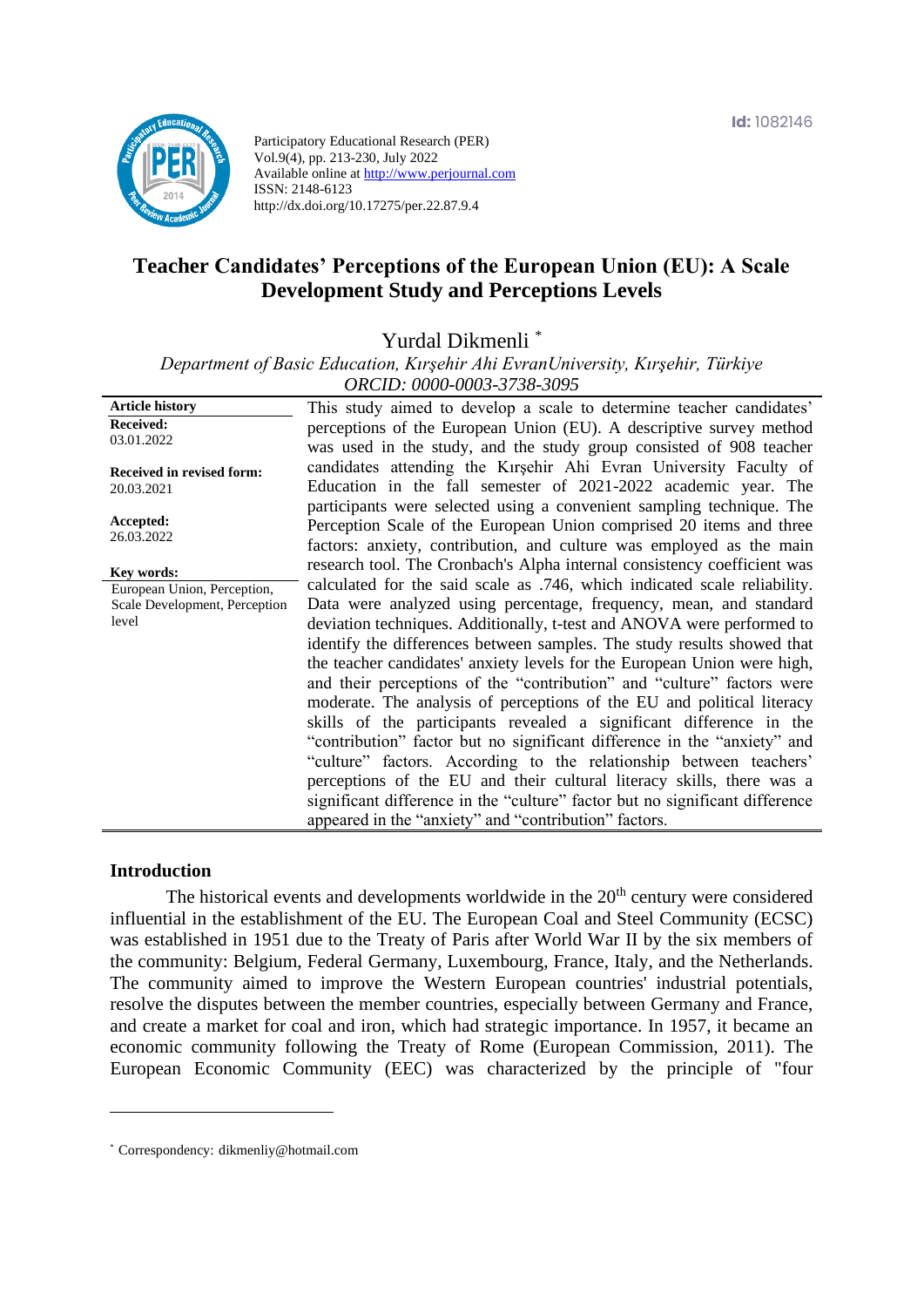Id: 1082146

Participatory Educational Research (PER)
Vol.9(4), pp. 213-230, July 2022
Available online at http://www.perjournal.com
ISSN: 2148-6123
http://dx.doi.org/10.17275/per.22.87.9.4

# Teacher Candidates' Perceptions of the European Union (EU): A Scale Development Study and Perceptions Levels

Yurdal Dikmenli [*]

*Department of Basic Education, Kırşehir Ahi EvranUniversity, Kırşehir, Türkiye*
*ORCID: 0000-0003-3738-3095*

**Article history**
**Received:**
03.01.2022

**Received in revised form:**
20.03.2021

**Accepted:**
26.03.2022

**Key words:**
European Union, Perception, Scale Development, Perception level

This study aimed to develop a scale to determine teacher candidates' perceptions of the European Union (EU). A descriptive survey method was used in the study, and the study group consisted of 908 teacher candidates attending the Kırşehir Ahi Evran University Faculty of Education in the fall semester of 2021-2022 academic year. The participants were selected using a convenient sampling technique. The Perception Scale of the European Union comprised 20 items and three factors: anxiety, contribution, and culture was employed as the main research tool. The Cronbach's Alpha internal consistency coefficient was calculated for the said scale as .746, which indicated scale reliability. Data were analyzed using percentage, frequency, mean, and standard deviation techniques. Additionally, t-test and ANOVA were performed to identify the differences between samples. The study results showed that the teacher candidates' anxiety levels for the European Union were high, and their perceptions of the "contribution" and "culture" factors were moderate. The analysis of perceptions of the EU and political literacy skills of the participants revealed a significant difference in the "contribution" factor but no significant difference in the "anxiety" and "culture" factors. According to the relationship between teachers' perceptions of the EU and their cultural literacy skills, there was a significant difference in the "culture" factor but no significant difference appeared in the "anxiety" and "contribution" factors.

## Introduction

The historical events and developments worldwide in the 20th century were considered influential in the establishment of the EU. The European Coal and Steel Community (ECSC) was established in 1951 due to the Treaty of Paris after World War II by the six members of the community: Belgium, Federal Germany, Luxembourg, France, Italy, and the Netherlands. The community aimed to improve the Western European countries' industrial potentials, resolve the disputes between the member countries, especially between Germany and France, and create a market for coal and iron, which had strategic importance. In 1957, it became an economic community following the Treaty of Rome (European Commission, 2011). The European Economic Community (EEC) was characterized by the principle of "four

---

[*] Correspondency: dikmenliy@hotmail.com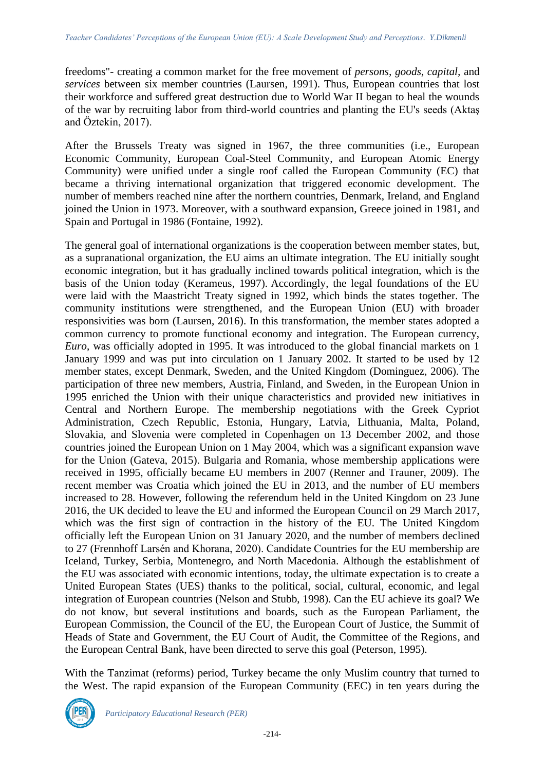freedoms"- creating a common market for the free movement of *persons, goods, capital,* and *services* between six member countries (Laursen, 1991). Thus, European countries that lost their workforce and suffered great destruction due to World War II began to heal the wounds of the war by recruiting labor from third-world countries and planting the EU's seeds (Aktaş and Öztekin, 2017).

After the Brussels Treaty was signed in 1967, the three communities (i.e., European Economic Community, European Coal-Steel Community, and European Atomic Energy Community) were unified under a single roof called the European Community (EC) that became a thriving international organization that triggered economic development. The number of members reached nine after the northern countries, Denmark, Ireland, and England joined the Union in 1973. Moreover, with a southward expansion, Greece joined in 1981, and Spain and Portugal in 1986 (Fontaine, 1992).

The general goal of international organizations is the cooperation between member states, but, as a supranational organization, the EU aims an ultimate integration. The EU initially sought economic integration, but it has gradually inclined towards political integration, which is the basis of the Union today (Kerameus, 1997). Accordingly, the legal foundations of the EU were laid with the Maastricht Treaty signed in 1992, which binds the states together. The community institutions were strengthened, and the European Union (EU) with broader responsivities was born (Laursen, 2016). In this transformation, the member states adopted a common currency to promote functional economy and integration. The European currency, *Euro*, was officially adopted in 1995. It was introduced to the global financial markets on 1 January 1999 and was put into circulation on 1 January 2002. It started to be used by 12 member states, except Denmark, Sweden, and the United Kingdom (Dominguez, 2006). The participation of three new members, Austria, Finland, and Sweden, in the European Union in 1995 enriched the Union with their unique characteristics and provided new initiatives in Central and Northern Europe. The membership negotiations with the Greek Cypriot Administration, Czech Republic, Estonia, Hungary, Latvia, Lithuania, Malta, Poland, Slovakia, and Slovenia were completed in Copenhagen on 13 December 2002, and those countries joined the European Union on 1 May 2004, which was a significant expansion wave for the Union (Gateva, 2015). Bulgaria and Romania, whose membership applications were received in 1995, officially became EU members in 2007 (Renner and Trauner, 2009). The recent member was Croatia which joined the EU in 2013, and the number of EU members increased to 28. However, following the referendum held in the United Kingdom on 23 June 2016, the UK decided to leave the EU and informed the European Council on 29 March 2017, which was the first sign of contraction in the history of the EU. The United Kingdom officially left the European Union on 31 January 2020, and the number of members declined to 27 (Frennhoff Larsén and Khorana, 2020). Candidate Countries for the EU membership are Iceland, Turkey, Serbia, Montenegro, and North Macedonia. Although the establishment of the EU was associated with economic intentions, today, the ultimate expectation is to create a United European States (UES) thanks to the political, social, cultural, economic, and legal integration of European countries (Nelson and Stubb, 1998). Can the EU achieve its goal? We do not know, but several institutions and boards, such as the European Parliament, the European Commission, the Council of the EU, the European Court of Justice, the Summit of Heads of State and Government, the EU Court of Audit, the Committee of the Regions, and the European Central Bank, have been directed to serve this goal (Peterson, 1995).

With the Tanzimat (reforms) period, Turkey became the only Muslim country that turned to the West. The rapid expansion of the European Community (EEC) in ten years during the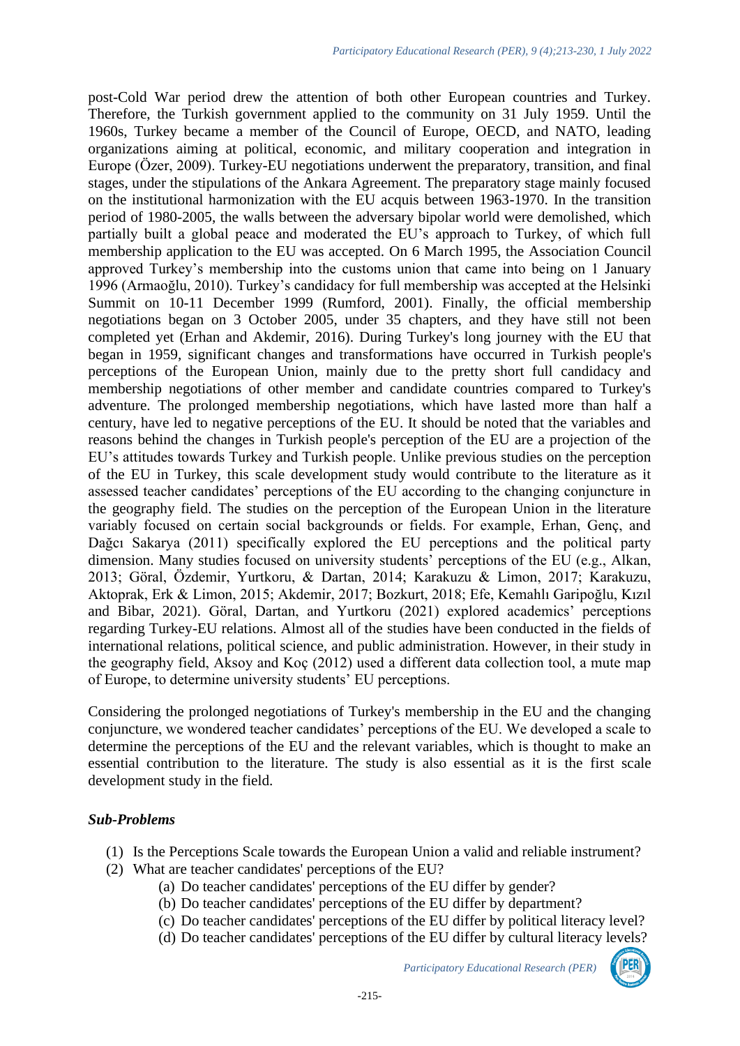post-Cold War period drew the attention of both other European countries and Turkey. Therefore, the Turkish government applied to the community on 31 July 1959. Until the 1960s, Turkey became a member of the Council of Europe, OECD, and NATO, leading organizations aiming at political, economic, and military cooperation and integration in Europe (Özer, 2009). Turkey-EU negotiations underwent the preparatory, transition, and final stages, under the stipulations of the Ankara Agreement. The preparatory stage mainly focused on the institutional harmonization with the EU acquis between 1963-1970. In the transition period of 1980-2005, the walls between the adversary bipolar world were demolished, which partially built a global peace and moderated the EU's approach to Turkey, of which full membership application to the EU was accepted. On 6 March 1995, the Association Council approved Turkey's membership into the customs union that came into being on 1 January 1996 (Armaoğlu, 2010). Turkey's candidacy for full membership was accepted at the Helsinki Summit on 10-11 December 1999 (Rumford, 2001). Finally, the official membership negotiations began on 3 October 2005, under 35 chapters, and they have still not been completed yet (Erhan and Akdemir, 2016). During Turkey's long journey with the EU that began in 1959, significant changes and transformations have occurred in Turkish people's perceptions of the European Union, mainly due to the pretty short full candidacy and membership negotiations of other member and candidate countries compared to Turkey's adventure. The prolonged membership negotiations, which have lasted more than half a century, have led to negative perceptions of the EU. It should be noted that the variables and reasons behind the changes in Turkish people's perception of the EU are a projection of the EU's attitudes towards Turkey and Turkish people. Unlike previous studies on the perception of the EU in Turkey, this scale development study would contribute to the literature as it assessed teacher candidates' perceptions of the EU according to the changing conjuncture in the geography field. The studies on the perception of the European Union in the literature variably focused on certain social backgrounds or fields. For example, Erhan, Genç, and Dağcı Sakarya (2011) specifically explored the EU perceptions and the political party dimension. Many studies focused on university students' perceptions of the EU (e.g., Alkan, 2013; Göral, Özdemir, Yurtkoru, & Dartan, 2014; Karakuzu & Limon, 2017; Karakuzu, Aktoprak, Erk & Limon, 2015; Akdemir, 2017; Bozkurt, 2018; Efe, Kemahlı Garipoğlu, Kızıl and Bibar, 2021). Göral, Dartan, and Yurtkoru (2021) explored academics' perceptions regarding Turkey-EU relations. Almost all of the studies have been conducted in the fields of international relations, political science, and public administration. However, in their study in the geography field, Aksoy and Koç (2012) used a different data collection tool, a mute map of Europe, to determine university students' EU perceptions.

Considering the prolonged negotiations of Turkey's membership in the EU and the changing conjuncture, we wondered teacher candidates' perceptions of the EU. We developed a scale to determine the perceptions of the EU and the relevant variables, which is thought to make an essential contribution to the literature. The study is also essential as it is the first scale development study in the field.

### *Sub-Problems*

1. Is the Perceptions Scale towards the European Union a valid and reliable instrument?
2. What are teacher candidates' perceptions of the EU?
   - (a) Do teacher candidates' perceptions of the EU differ by gender?
   - (b) Do teacher candidates' perceptions of the EU differ by department?
   - (c) Do teacher candidates' perceptions of the EU differ by political literacy level?
   - (d) Do teacher candidates' perceptions of the EU differ by cultural literacy levels?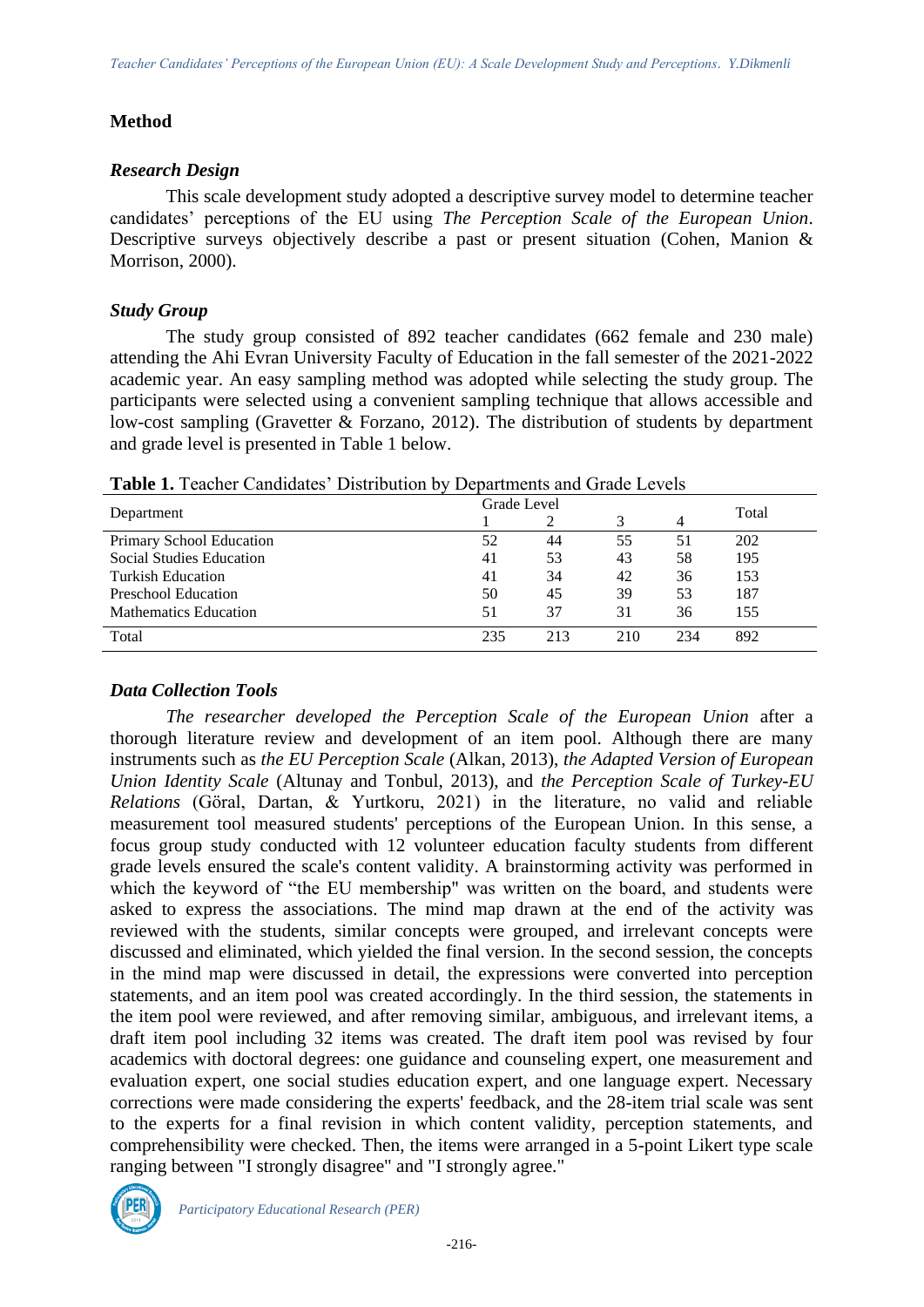## Method

### *Research Design*

This scale development study adopted a descriptive survey model to determine teacher candidates' perceptions of the EU using *The Perception Scale of the European Union*. Descriptive surveys objectively describe a past or present situation (Cohen, Manion & Morrison, 2000).

### *Study Group*

The study group consisted of 892 teacher candidates (662 female and 230 male) attending the Ahi Evran University Faculty of Education in the fall semester of the 2021-2022 academic year. An easy sampling method was adopted while selecting the study group. The participants were selected using a convenient sampling technique that allows accessible and low-cost sampling (Gravetter & Forzano, 2012). The distribution of students by department and grade level is presented in Table 1 below.

**Table 1.** Teacher Candidates' Distribution by Departments and Grade Levels

| Department | Grade Level | | | | Total |
|---|---|---|---|---|---|
| | 1 | 2 | 3 | 4 | |
| Primary School Education | 52 | 44 | 55 | 51 | 202 |
| Social Studies Education | 41 | 53 | 43 | 58 | 195 |
| Turkish Education | 41 | 34 | 42 | 36 | 153 |
| Preschool Education | 50 | 45 | 39 | 53 | 187 |
| Mathematics Education | 51 | 37 | 31 | 36 | 155 |
| Total | 235 | 213 | 210 | 234 | 892 |

### *Data Collection Tools*

*The researcher developed the Perception Scale of the European Union* after a thorough literature review and development of an item pool. Although there are many instruments such as *the EU Perception Scale* (Alkan, 2013), *the Adapted Version of European Union Identity Scale* (Altunay and Tonbul, 2013), and *the Perception Scale of Turkey-EU Relations* (Göral, Dartan, & Yurtkoru, 2021) in the literature, no valid and reliable measurement tool measured students' perceptions of the European Union. In this sense, a focus group study conducted with 12 volunteer education faculty students from different grade levels ensured the scale's content validity. A brainstorming activity was performed in which the keyword of "the EU membership" was written on the board, and students were asked to express the associations. The mind map drawn at the end of the activity was reviewed with the students, similar concepts were grouped, and irrelevant concepts were discussed and eliminated, which yielded the final version. In the second session, the concepts in the mind map were discussed in detail, the expressions were converted into perception statements, and an item pool was created accordingly. In the third session, the statements in the item pool were reviewed, and after removing similar, ambiguous, and irrelevant items, a draft item pool including 32 items was created. The draft item pool was revised by four academics with doctoral degrees: one guidance and counseling expert, one measurement and evaluation expert, one social studies education expert, and one language expert. Necessary corrections were made considering the experts' feedback, and the 28-item trial scale was sent to the experts for a final revision in which content validity, perception statements, and comprehensibility were checked. Then, the items were arranged in a 5-point Likert type scale ranging between "I strongly disagree" and "I strongly agree."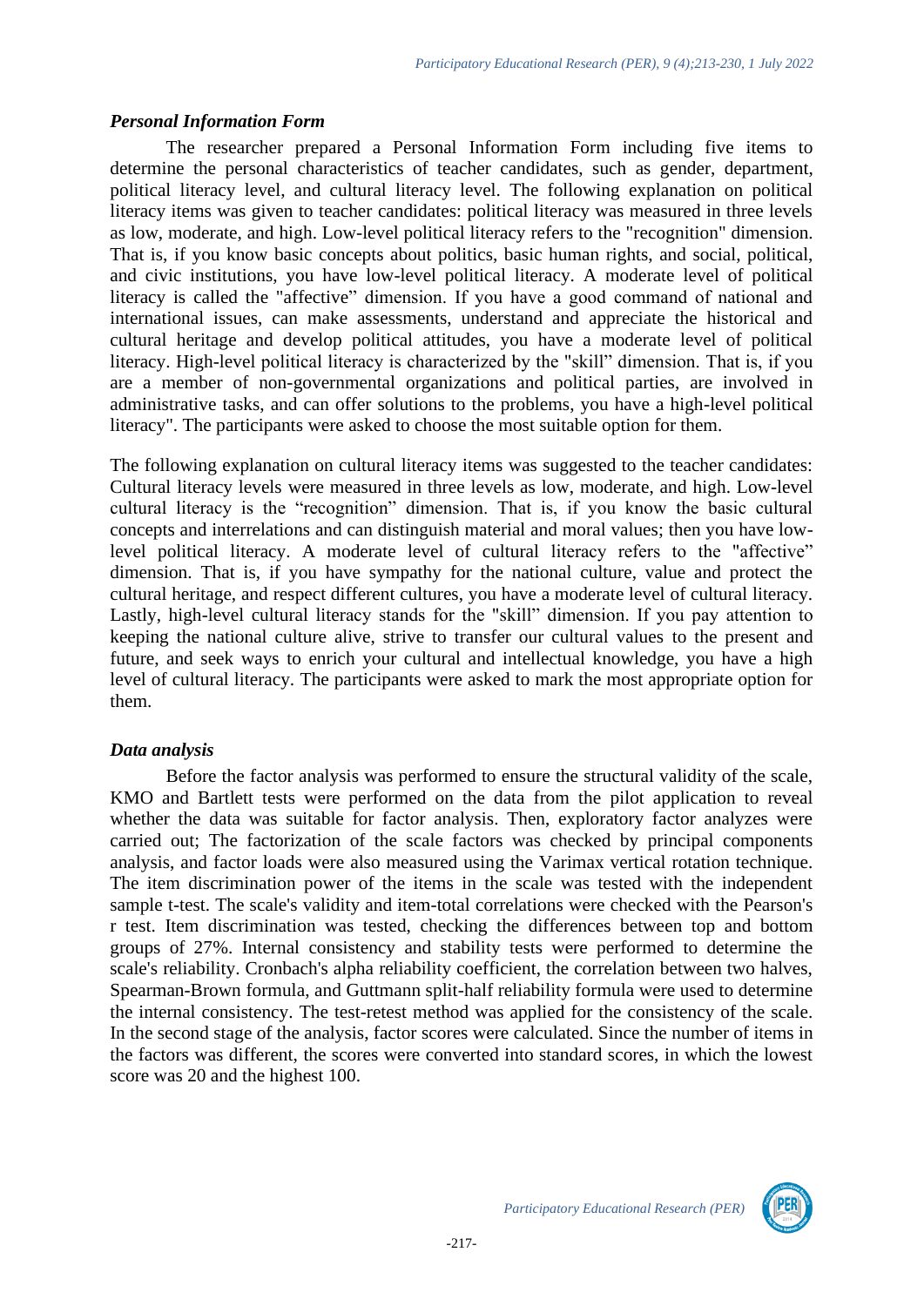### *Personal Information Form*

The researcher prepared a Personal Information Form including five items to determine the personal characteristics of teacher candidates, such as gender, department, political literacy level, and cultural literacy level. The following explanation on political literacy items was given to teacher candidates: political literacy was measured in three levels as low, moderate, and high. Low-level political literacy refers to the "recognition" dimension. That is, if you know basic concepts about politics, basic human rights, and social, political, and civic institutions, you have low-level political literacy. A moderate level of political literacy is called the "affective" dimension. If you have a good command of national and international issues, can make assessments, understand and appreciate the historical and cultural heritage and develop political attitudes, you have a moderate level of political literacy. High-level political literacy is characterized by the "skill" dimension. That is, if you are a member of non-governmental organizations and political parties, are involved in administrative tasks, and can offer solutions to the problems, you have a high-level political literacy". The participants were asked to choose the most suitable option for them.

The following explanation on cultural literacy items was suggested to the teacher candidates: Cultural literacy levels were measured in three levels as low, moderate, and high. Low-level cultural literacy is the "recognition" dimension. That is, if you know the basic cultural concepts and interrelations and can distinguish material and moral values; then you have low-level political literacy. A moderate level of cultural literacy refers to the "affective" dimension. That is, if you have sympathy for the national culture, value and protect the cultural heritage, and respect different cultures, you have a moderate level of cultural literacy. Lastly, high-level cultural literacy stands for the "skill" dimension. If you pay attention to keeping the national culture alive, strive to transfer our cultural values to the present and future, and seek ways to enrich your cultural and intellectual knowledge, you have a high level of cultural literacy. The participants were asked to mark the most appropriate option for them.

### *Data analysis*

Before the factor analysis was performed to ensure the structural validity of the scale, KMO and Bartlett tests were performed on the data from the pilot application to reveal whether the data was suitable for factor analysis. Then, exploratory factor analyzes were carried out; The factorization of the scale factors was checked by principal components analysis, and factor loads were also measured using the Varimax vertical rotation technique. The item discrimination power of the items in the scale was tested with the independent sample t-test. The scale's validity and item-total correlations were checked with the Pearson's r test. Item discrimination was tested, checking the differences between top and bottom groups of 27%. Internal consistency and stability tests were performed to determine the scale's reliability. Cronbach's alpha reliability coefficient, the correlation between two halves, Spearman-Brown formula, and Guttmann split-half reliability formula were used to determine the internal consistency. The test-retest method was applied for the consistency of the scale. In the second stage of the analysis, factor scores were calculated. Since the number of items in the factors was different, the scores were converted into standard scores, in which the lowest score was 20 and the highest 100.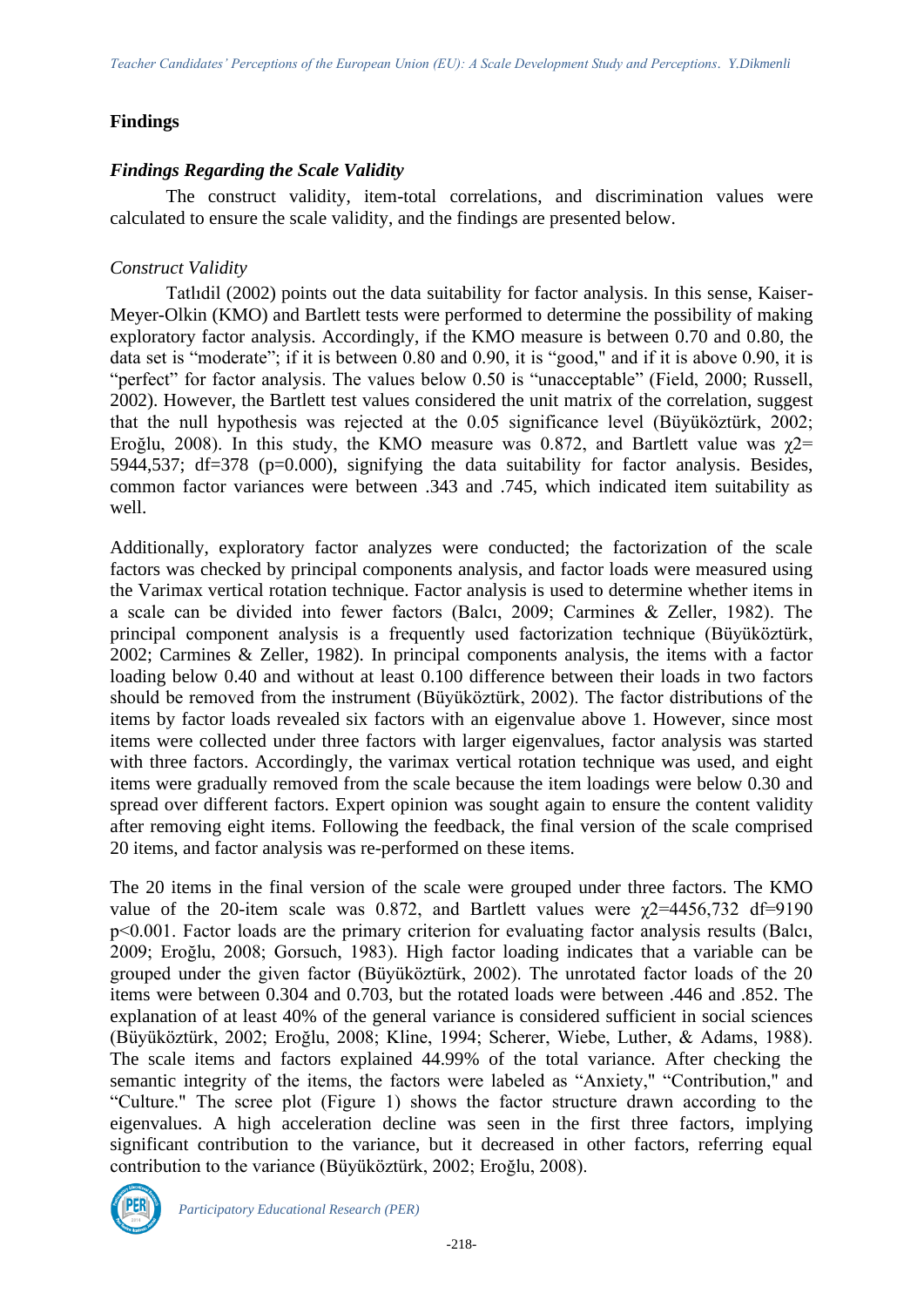## Findings

### *Findings Regarding the Scale Validity*

The construct validity, item-total correlations, and discrimination values were calculated to ensure the scale validity, and the findings are presented below.

#### *Construct Validity*

Tatlıdil (2002) points out the data suitability for factor analysis. In this sense, Kaiser-Meyer-Olkin (KMO) and Bartlett tests were performed to determine the possibility of making exploratory factor analysis. Accordingly, if the KMO measure is between 0.70 and 0.80, the data set is "moderate"; if it is between 0.80 and 0.90, it is "good," and if it is above 0.90, it is "perfect" for factor analysis. The values below 0.50 is "unacceptable" (Field, 2000; Russell, 2002). However, the Bartlett test values considered the unit matrix of the correlation, suggest that the null hypothesis was rejected at the 0.05 significance level (Büyüköztürk, 2002; Eroğlu, 2008). In this study, the KMO measure was 0.872, and Bartlett value was $\chi 2=$ 5944,537; df=378 (p=0.000), signifying the data suitability for factor analysis. Besides, common factor variances were between .343 and .745, which indicated item suitability as well.

Additionally, exploratory factor analyzes were conducted; the factorization of the scale factors was checked by principal components analysis, and factor loads were measured using the Varimax vertical rotation technique. Factor analysis is used to determine whether items in a scale can be divided into fewer factors (Balcı, 2009; Carmines & Zeller, 1982). The principal component analysis is a frequently used factorization technique (Büyüköztürk, 2002; Carmines & Zeller, 1982). In principal components analysis, the items with a factor loading below 0.40 and without at least 0.100 difference between their loads in two factors should be removed from the instrument (Büyüköztürk, 2002). The factor distributions of the items by factor loads revealed six factors with an eigenvalue above 1. However, since most items were collected under three factors with larger eigenvalues, factor analysis was started with three factors. Accordingly, the varimax vertical rotation technique was used, and eight items were gradually removed from the scale because the item loadings were below 0.30 and spread over different factors. Expert opinion was sought again to ensure the content validity after removing eight items. Following the feedback, the final version of the scale comprised 20 items, and factor analysis was re-performed on these items.

The 20 items in the final version of the scale were grouped under three factors. The KMO value of the 20-item scale was 0.872, and Bartlett values were $\chi 2=4456{,}732$ df=9190 p<0.001. Factor loads are the primary criterion for evaluating factor analysis results (Balcı, 2009; Eroğlu, 2008; Gorsuch, 1983). High factor loading indicates that a variable can be grouped under the given factor (Büyüköztürk, 2002). The unrotated factor loads of the 20 items were between 0.304 and 0.703, but the rotated loads were between .446 and .852. The explanation of at least 40% of the general variance is considered sufficient in social sciences (Büyüköztürk, 2002; Eroğlu, 2008; Kline, 1994; Scherer, Wiebe, Luther, & Adams, 1988). The scale items and factors explained 44.99% of the total variance. After checking the semantic integrity of the items, the factors were labeled as "Anxiety," "Contribution," and "Culture." The scree plot (Figure 1) shows the factor structure drawn according to the eigenvalues. A high acceleration decline was seen in the first three factors, implying significant contribution to the variance, but it decreased in other factors, referring equal contribution to the variance (Büyüköztürk, 2002; Eroğlu, 2008).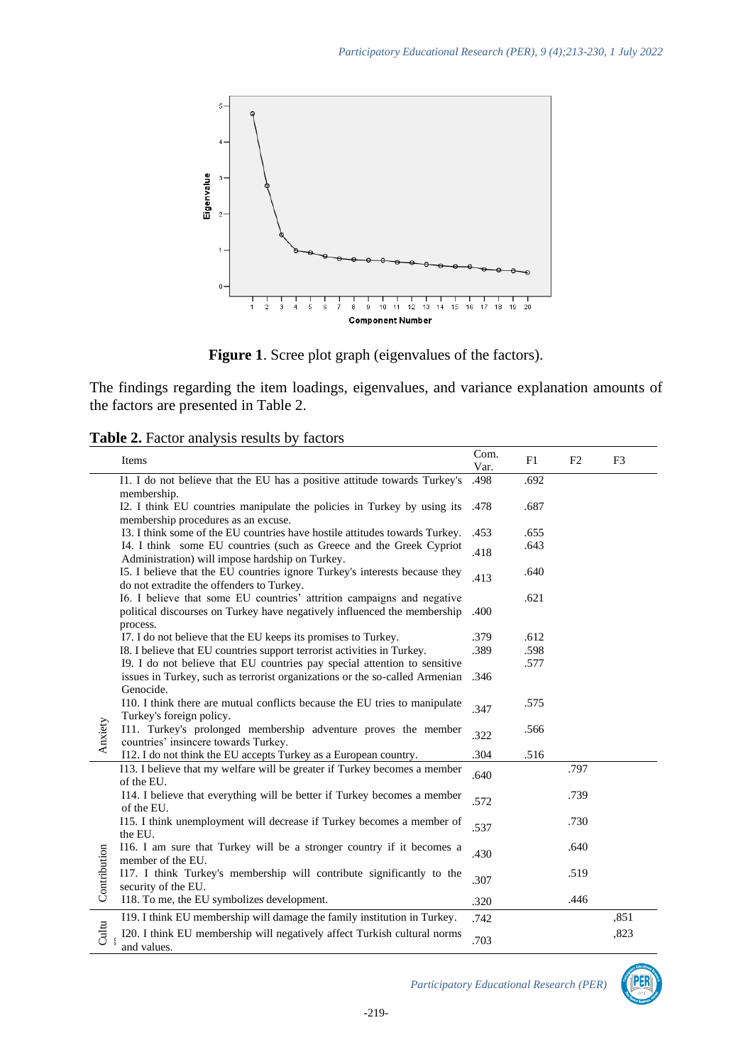**Figure 1**. Scree plot graph (eigenvalues of the factors).

The findings regarding the item loadings, eigenvalues, and variance explanation amounts of the factors are presented in Table 2.

**Table 2.** Factor analysis results by factors

| | Items | Com. Var. | F1 | F2 | F3 |
|---|---|---|---|---|---|
| Anxiety | I1. I do not believe that the EU has a positive attitude towards Turkey's membership. | .498 | .692 | | |
| | I2. I think EU countries manipulate the policies in Turkey by using its membership procedures as an excuse. | .478 | .687 | | |
| | I3. I think some of the EU countries have hostile attitudes towards Turkey. | .453 | .655 | | |
| | I4. I think some EU countries (such as Greece and the Greek Cypriot Administration) will impose hardship on Turkey. | .418 | .643 | | |
| | I5. I believe that the EU countries ignore Turkey's interests because they do not extradite the offenders to Turkey. | .413 | .640 | | |
| | I6. I believe that some EU countries' attrition campaigns and negative political discourses on Turkey have negatively influenced the membership process. | .400 | .621 | | |
| | I7. I do not believe that the EU keeps its promises to Turkey. | .379 | .612 | | |
| | I8. I believe that EU countries support terrorist activities in Turkey. | .389 | .598 | | |
| | I9. I do not believe that EU countries pay special attention to sensitive issues in Turkey, such as terrorist organizations or the so-called Armenian Genocide. | .346 | .577 | | |
| | I10. I think there are mutual conflicts because the EU tries to manipulate Turkey's foreign policy. | .347 | .575 | | |
| | I11. Turkey's prolonged membership adventure proves the member countries' insincere towards Turkey. | .322 | .566 | | |
| | I12. I do not think the EU accepts Turkey as a European country. | .304 | .516 | | |
| Contribution | I13. I believe that my welfare will be greater if Turkey becomes a member of the EU. | .640 | | .797 | |
| | I14. I believe that everything will be better if Turkey becomes a member of the EU. | .572 | | .739 | |
| | I15. I think unemployment will decrease if Turkey becomes a member of the EU. | .537 | | .730 | |
| | I16. I am sure that Turkey will be a stronger country if it becomes a member of the EU. | .430 | | .640 | |
| | I17. I think Turkey's membership will contribute significantly to the security of the EU. | .307 | | .519 | |
| | I18. To me, the EU symbolizes development. | .320 | | .446 | |
| Cultu | I19. I think EU membership will damage the family institution in Turkey. | .742 | | | ,851 |
| | I20. I think EU membership will negatively affect Turkish cultural norms and values. | .703 | | | ,823 |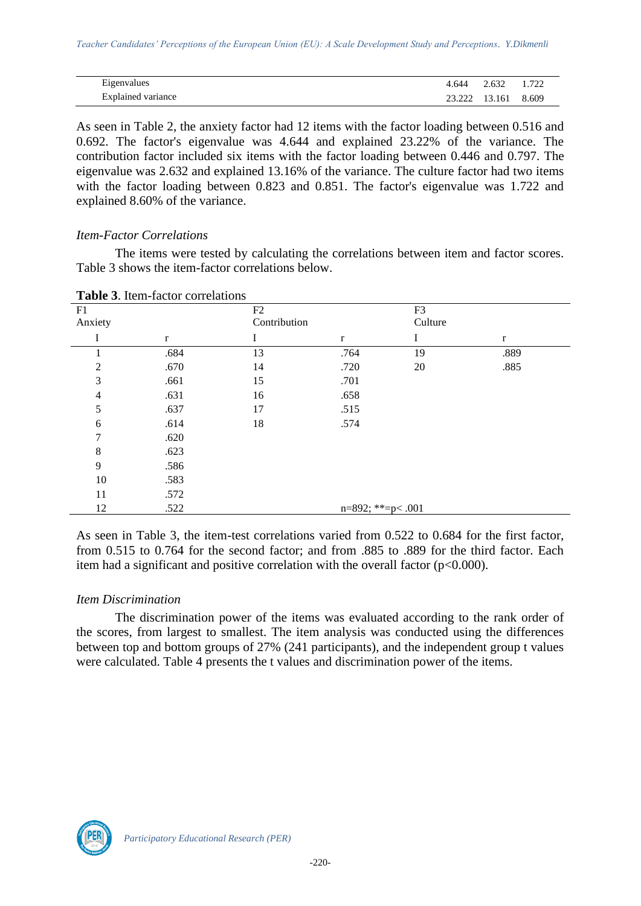| | | | |
|---|---|---|---|
| Eigenvalues | 4.644 | 2.632 | 1.722 |
| Explained variance | 23.222 | 13.161 | 8.609 |

As seen in Table 2, the anxiety factor had 12 items with the factor loading between 0.516 and 0.692. The factor's eigenvalue was 4.644 and explained 23.22% of the variance. The contribution factor included six items with the factor loading between 0.446 and 0.797. The eigenvalue was 2.632 and explained 13.16% of the variance. The culture factor had two items with the factor loading between 0.823 and 0.851. The factor's eigenvalue was 1.722 and explained 8.60% of the variance.

### *Item-Factor Correlations*

The items were tested by calculating the correlations between item and factor scores. Table 3 shows the item-factor correlations below.

**Table 3**. Item-factor correlations

| F1 Anxiety | | F2 Contribution | | F3 Culture | |
|---|---|---|---|---|---|
| I | r | I | r | I | r |
| 1 | .684 | 13 | .764 | 19 | .889 |
| 2 | .670 | 14 | .720 | 20 | .885 |
| 3 | .661 | 15 | .701 | | |
| 4 | .631 | 16 | .658 | | |
| 5 | .637 | 17 | .515 | | |
| 6 | .614 | 18 | .574 | | |
| 7 | .620 | | | | |
| 8 | .623 | | | | |
| 9 | .586 | | | | |
| 10 | .583 | | | | |
| 11 | .572 | | | | |
| 12 | .522 | | n=892; **=p< .001 | | |

As seen in Table 3, the item-test correlations varied from 0.522 to 0.684 for the first factor, from 0.515 to 0.764 for the second factor; and from .885 to .889 for the third factor. Each item had a significant and positive correlation with the overall factor (p<0.000).

### *Item Discrimination*

The discrimination power of the items was evaluated according to the rank order of the scores, from largest to smallest. The item analysis was conducted using the differences between top and bottom groups of 27% (241 participants), and the independent group t values were calculated. Table 4 presents the t values and discrimination power of the items.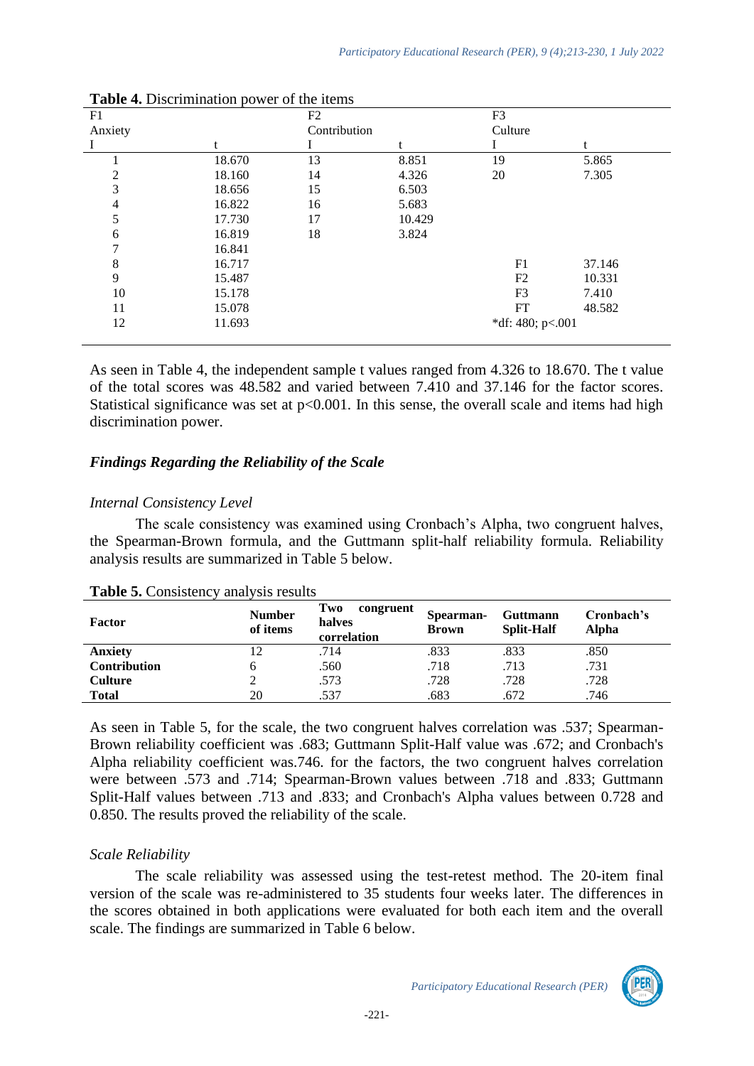**Table 4.** Discrimination power of the items

| F1 | | F2 | | F3 | |
|---|---|---|---|---|---|
| Anxiety | | Contribution | | Culture | |
| I | t | I | t | I | t |
| 1 | 18.670 | 13 | 8.851 | 19 | 5.865 |
| 2 | 18.160 | 14 | 4.326 | 20 | 7.305 |
| 3 | 18.656 | 15 | 6.503 | | |
| 4 | 16.822 | 16 | 5.683 | | |
| 5 | 17.730 | 17 | 10.429 | | |
| 6 | 16.819 | 18 | 3.824 | | |
| 7 | 16.841 | | | | |
| 8 | 16.717 | | | F1 | 37.146 |
| 9 | 15.487 | | | F2 | 10.331 |
| 10 | 15.178 | | | F3 | 7.410 |
| 11 | 15.078 | | | FT | 48.582 |
| 12 | 11.693 | | | *df: 480; p<.001 | |

As seen in Table 4, the independent sample t values ranged from 4.326 to 18.670. The t value of the total scores was 48.582 and varied between 7.410 and 37.146 for the factor scores. Statistical significance was set at $p<0.001$. In this sense, the overall scale and items had high discrimination power.

## *Findings Regarding the Reliability of the Scale*

### *Internal Consistency Level*

The scale consistency was examined using Cronbach's Alpha, two congruent halves, the Spearman-Brown formula, and the Guttmann split-half reliability formula. Reliability analysis results are summarized in Table 5 below.

**Table 5.** Consistency analysis results

| Factor | Number of items | Two congruent halves correlation | Spearman-Brown | Guttmann Split-Half | Cronbach's Alpha |
|---|---|---|---|---|---|
| **Anxiety** | 12 | .714 | .833 | .833 | .850 |
| **Contribution** | 6 | .560 | .718 | .713 | .731 |
| **Culture** | 2 | .573 | .728 | .728 | .728 |
| **Total** | 20 | .537 | .683 | .672 | .746 |

As seen in Table 5, for the scale, the two congruent halves correlation was .537; Spearman-Brown reliability coefficient was .683; Guttmann Split-Half value was .672; and Cronbach's Alpha reliability coefficient was.746. for the factors, the two congruent halves correlation were between .573 and .714; Spearman-Brown values between .718 and .833; Guttmann Split-Half values between .713 and .833; and Cronbach's Alpha values between 0.728 and 0.850. The results proved the reliability of the scale.

### *Scale Reliability*

The scale reliability was assessed using the test-retest method. The 20-item final version of the scale was re-administered to 35 students four weeks later. The differences in the scores obtained in both applications were evaluated for both each item and the overall scale. The findings are summarized in Table 6 below.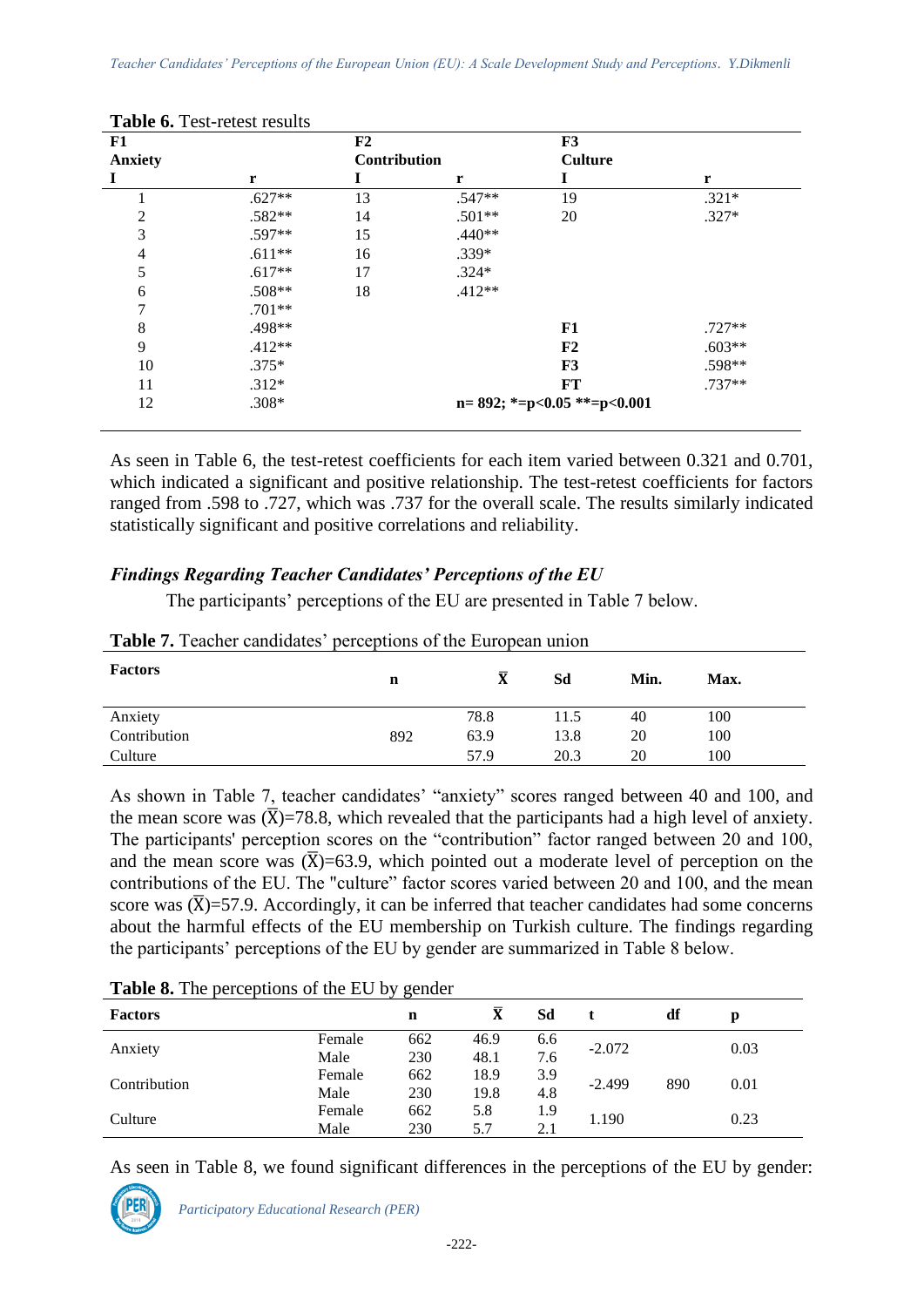**Table 6.** Test-retest results

| F1 Anxiety | | F2 Contribution | | F3 Culture | |
|---|---|---|---|---|---|
| I | r | I | r | I | r |
| 1 | .627** | 13 | .547** | 19 | .321* |
| 2 | .582** | 14 | .501** | 20 | .327* |
| 3 | .597** | 15 | .440** | | |
| 4 | .611** | 16 | .339* | | |
| 5 | .617** | 17 | .324* | | |
| 6 | .508** | 18 | .412** | | |
| 7 | .701** | | | | |
| 8 | .498** | | | **F1** | .727** |
| 9 | .412** | | | **F2** | .603** |
| 10 | .375* | | | **F3** | .598** |
| 11 | .312* | | | **FT** | .737** |
| 12 | .308* | | **n= 892; *=p<0.05 **=p<0.001** | | |

As seen in Table 6, the test-retest coefficients for each item varied between 0.321 and 0.701, which indicated a significant and positive relationship. The test-retest coefficients for factors ranged from .598 to .727, which was .737 for the overall scale. The results similarly indicated statistically significant and positive correlations and reliability.

### *Findings Regarding Teacher Candidates' Perceptions of the EU*

The participants' perceptions of the EU are presented in Table 7 below.

**Table 7.** Teacher candidates' perceptions of the European union

| Factors | n | $\bar{X}$ | Sd | Min. | Max. |
|---|---|---|---|---|---|
| Anxiety | | 78.8 | 11.5 | 40 | 100 |
| Contribution | 892 | 63.9 | 13.8 | 20 | 100 |
| Culture | | 57.9 | 20.3 | 20 | 100 |

As shown in Table 7, teacher candidates' "anxiety" scores ranged between 40 and 100, and the mean score was ($\bar{X}$)=78.8, which revealed that the participants had a high level of anxiety. The participants' perception scores on the "contribution" factor ranged between 20 and 100, and the mean score was ($\bar{X}$)=63.9, which pointed out a moderate level of perception on the contributions of the EU. The "culture" factor scores varied between 20 and 100, and the mean score was ($\bar{X}$)=57.9. Accordingly, it can be inferred that teacher candidates had some concerns about the harmful effects of the EU membership on Turkish culture. The findings regarding the participants' perceptions of the EU by gender are summarized in Table 8 below.

**Table 8.** The perceptions of the EU by gender

| Factors | | n | $\bar{X}$ | Sd | t | df | p |
|---|---|---|---|---|---|---|---|
| Anxiety | Female | 662 | 46.9 | 6.6 | -2.072 | | 0.03 |
| | Male | 230 | 48.1 | 7.6 | | | |
| Contribution | Female | 662 | 18.9 | 3.9 | -2.499 | 890 | 0.01 |
| | Male | 230 | 19.8 | 4.8 | | | |
| Culture | Female | 662 | 5.8 | 1.9 | 1.190 | | 0.23 |
| | Male | 230 | 5.7 | 2.1 | | | |

As seen in Table 8, we found significant differences in the perceptions of the EU by gender: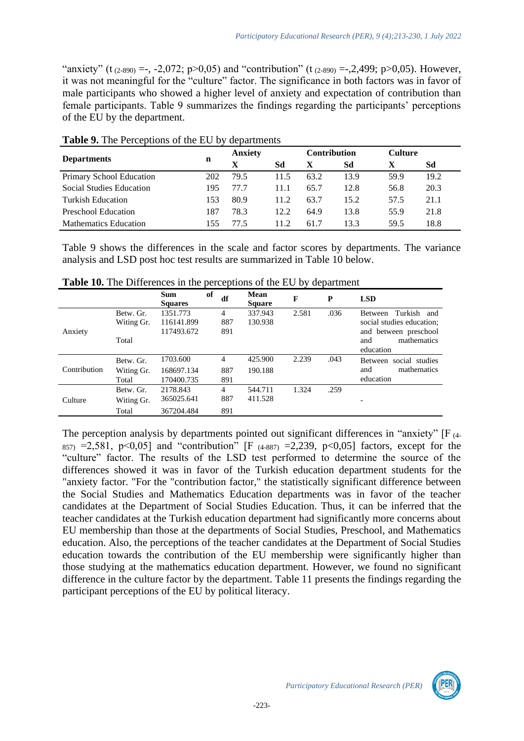"anxiety" ($t_{(2\text{-}890)}$ =-, -2,072; p>0,05) and "contribution" ($t_{(2\text{-}890)}$ =-,2,499; p>0,05). However, it was not meaningful for the "culture" factor. The significance in both factors was in favor of male participants who showed a higher level of anxiety and expectation of contribution than female participants. Table 9 summarizes the findings regarding the participants' perceptions of the EU by the department.

**Table 9.** The Perceptions of the EU by departments

| Departments | n | Anxiety | | Contribution | | Culture | |
|---|---|---|---|---|---|---|---|
| | | X | Sd | X | Sd | X | Sd |
| Primary School Education | 202 | 79.5 | 11.5 | 63.2 | 13.9 | 59.9 | 19.2 |
| Social Studies Education | 195 | 77.7 | 11.1 | 65.7 | 12.8 | 56.8 | 20.3 |
| Turkish Education | 153 | 80.9 | 11.2 | 63.7 | 15.2 | 57.5 | 21.1 |
| Preschool Education | 187 | 78.3 | 12.2 | 64.9 | 13.8 | 55.9 | 21.8 |
| Mathematics Education | 155 | 77.5 | 11.2 | 61.7 | 13.3 | 59.5 | 18.8 |

Table 9 shows the differences in the scale and factor scores by departments. The variance analysis and LSD post hoc test results are summarized in Table 10 below.

**Table 10.** The Differences in the perceptions of the EU by department

| | | Sum of Squares | df | Mean Square | F | P | LSD |
|---|---|---|---|---|---|---|---|
| Anxiety | Betw. Gr. | 1351.773 | 4 | 337.943 | 2.581 | .036 | Between Turkish and social studies education; and between preschool and mathematics education |
| | Witing Gr. | 116141.899 | 887 | 130.938 | | | |
| | Total | 117493.672 | 891 | | | | |
| Contribution | Betw. Gr. | 1703.600 | 4 | 425.900 | 2.239 | .043 | Between social studies and mathematics education |
| | Witing Gr. | 168697.134 | 887 | 190.188 | | | |
| | Total | 170400.735 | 891 | | | | |
| Culture | Betw. Gr. | 2178.843 | 4 | 544.711 | 1.324 | .259 | - |
| | Witing Gr. | 365025.641 | 887 | 411.528 | | | |
| | Total | 367204.484 | 891 | | | | |

The perception analysis by departments pointed out significant differences in "anxiety" [$F_{(4\text{-}857)}$ =2,581, p<0,05] and "contribution" [$F_{(4\text{-}887)}$ =2,239, p<0,05] factors, except for the "culture" factor. The results of the LSD test performed to determine the source of the differences showed it was in favor of the Turkish education department students for the "anxiety factor. "For the "contribution factor," the statistically significant difference between the Social Studies and Mathematics Education departments was in favor of the teacher candidates at the Department of Social Studies Education. Thus, it can be inferred that the teacher candidates at the Turkish education department had significantly more concerns about EU membership than those at the departments of Social Studies, Preschool, and Mathematics education. Also, the perceptions of the teacher candidates at the Department of Social Studies education towards the contribution of the EU membership were significantly higher than those studying at the mathematics education department. However, we found no significant difference in the culture factor by the department. Table 11 presents the findings regarding the participant perceptions of the EU by political literacy.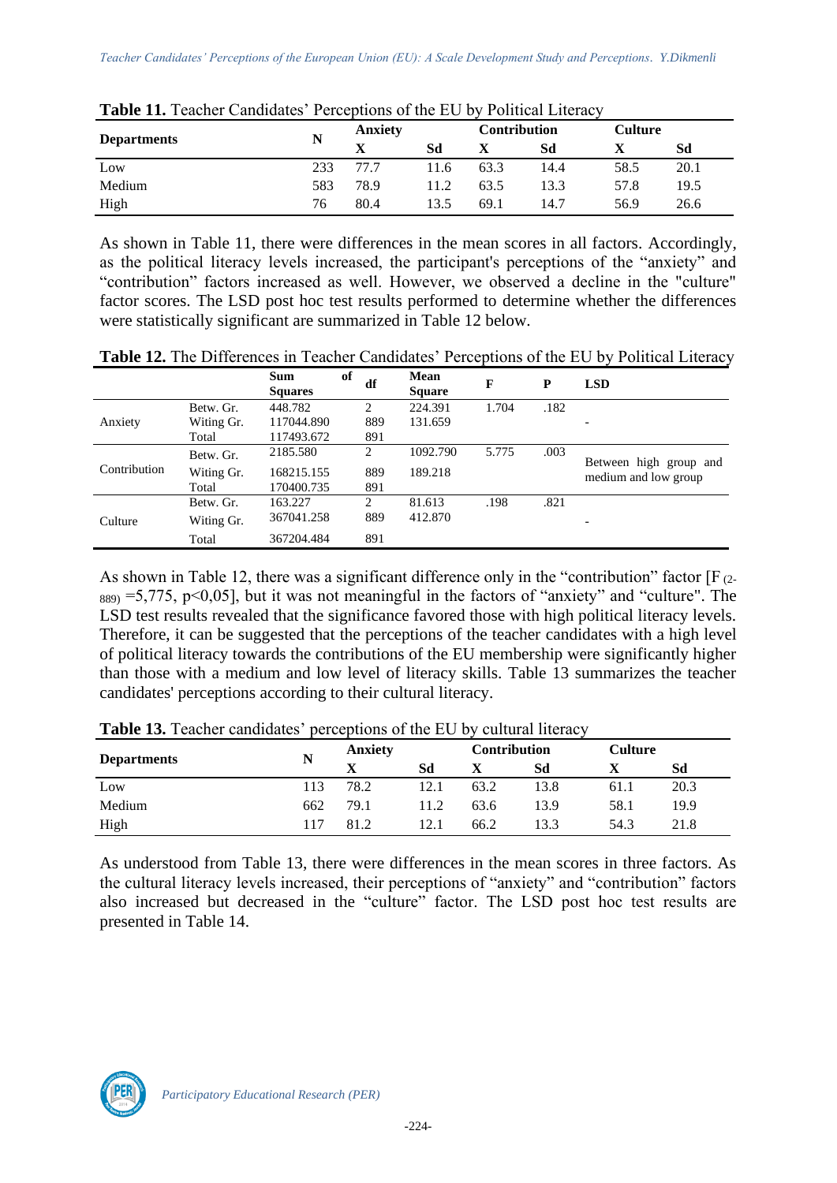**Table 11.** Teacher Candidates' Perceptions of the EU by Political Literacy

| Departments | N | Anxiety | | Contribution | | Culture | |
|---|---|---|---|---|---|---|---|
| | | X | Sd | X | Sd | X | Sd |
| Low | 233 | 77.7 | 11.6 | 63.3 | 14.4 | 58.5 | 20.1 |
| Medium | 583 | 78.9 | 11.2 | 63.5 | 13.3 | 57.8 | 19.5 |
| High | 76 | 80.4 | 13.5 | 69.1 | 14.7 | 56.9 | 26.6 |

As shown in Table 11, there were differences in the mean scores in all factors. Accordingly, as the political literacy levels increased, the participant's perceptions of the "anxiety" and "contribution" factors increased as well. However, we observed a decline in the "culture" factor scores. The LSD post hoc test results performed to determine whether the differences were statistically significant are summarized in Table 12 below.

**Table 12.** The Differences in Teacher Candidates' Perceptions of the EU by Political Literacy

| | | Sum of Squares | df | Mean Square | F | P | LSD |
|---|---|---|---|---|---|---|---|
| Anxiety | Betw. Gr. | 448.782 | 2 | 224.391 | 1.704 | .182 | - |
| | Witing Gr. | 117044.890 | 889 | 131.659 | | | |
| | Total | 117493.672 | 891 | | | | |
| Contribution | Betw. Gr. | 2185.580 | 2 | 1092.790 | 5.775 | .003 | Between high group and medium and low group |
| | Witing Gr. | 168215.155 | 889 | 189.218 | | | |
| | Total | 170400.735 | 891 | | | | |
| Culture | Betw. Gr. | 163.227 | 2 | 81.613 | .198 | .821 | - |
| | Witing Gr. | 367041.258 | 889 | 412.870 | | | |
| | Total | 367204.484 | 891 | | | | |

As shown in Table 12, there was a significant difference only in the "contribution" factor [$F_{(2-889)}$ =5,775, p<0,05], but it was not meaningful in the factors of "anxiety" and "culture". The LSD test results revealed that the significance favored those with high political literacy levels. Therefore, it can be suggested that the perceptions of the teacher candidates with a high level of political literacy towards the contributions of the EU membership were significantly higher than those with a medium and low level of literacy skills. Table 13 summarizes the teacher candidates' perceptions according to their cultural literacy.

**Table 13.** Teacher candidates' perceptions of the EU by cultural literacy

| Departments | N | Anxiety | | Contribution | | Culture | |
|---|---|---|---|---|---|---|---|
| | | X | Sd | X | Sd | X | Sd |
| Low | 113 | 78.2 | 12.1 | 63.2 | 13.8 | 61.1 | 20.3 |
| Medium | 662 | 79.1 | 11.2 | 63.6 | 13.9 | 58.1 | 19.9 |
| High | 117 | 81.2 | 12.1 | 66.2 | 13.3 | 54.3 | 21.8 |

As understood from Table 13, there were differences in the mean scores in three factors. As the cultural literacy levels increased, their perceptions of "anxiety" and "contribution" factors also increased but decreased in the "culture" factor. The LSD post hoc test results are presented in Table 14.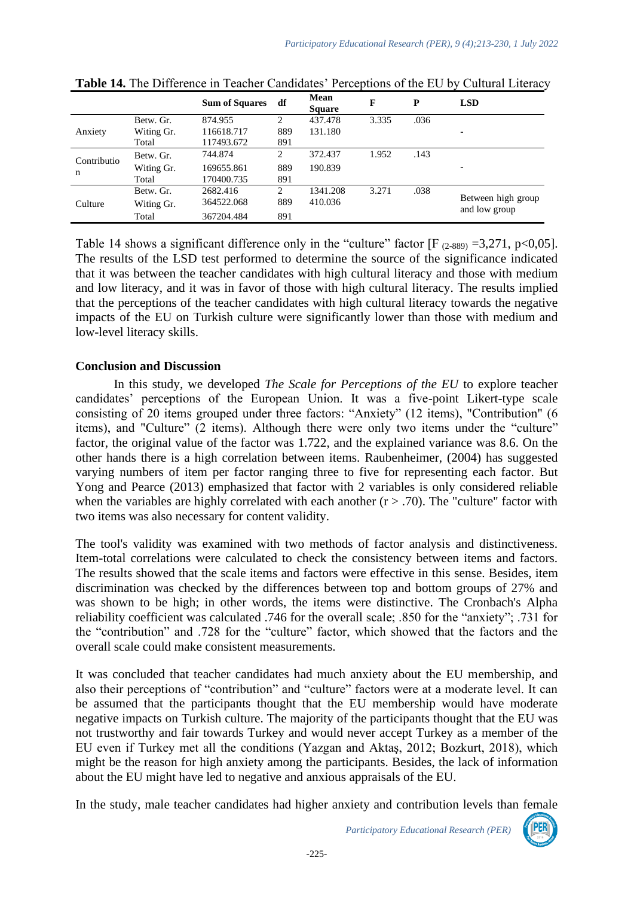**Table 14.** The Difference in Teacher Candidates' Perceptions of the EU by Cultural Literacy

| | | Sum of Squares | df | Mean Square | F | P | LSD |
|---|---|---|---|---|---|---|---|
| Anxiety | Betw. Gr. | 874.955 | 2 | 437.478 | 3.335 | .036 | - |
| | Witing Gr. | 116618.717 | 889 | 131.180 | | | |
| | Total | 117493.672 | 891 | | | | |
| Contribution | Betw. Gr. | 744.874 | 2 | 372.437 | 1.952 | .143 | - |
| | Witing Gr. | 169655.861 | 889 | 190.839 | | | |
| | Total | 170400.735 | 891 | | | | |
| Culture | Betw. Gr. | 2682.416 | 2 | 1341.208 | 3.271 | .038 | Between high group and low group |
| | Witing Gr. | 364522.068 | 889 | 410.036 | | | |
| | Total | 367204.484 | 891 | | | | |

Table 14 shows a significant difference only in the "culture" factor [$F_{(2\text{-}889)} = 3{,}271$, $p<0{,}05$]. The results of the LSD test performed to determine the source of the significance indicated that it was between the teacher candidates with high cultural literacy and those with medium and low literacy, and it was in favor of those with high cultural literacy. The results implied that the perceptions of the teacher candidates with high cultural literacy towards the negative impacts of the EU on Turkish culture were significantly lower than those with medium and low-level literacy skills.

## Conclusion and Discussion

In this study, we developed *The Scale for Perceptions of the EU* to explore teacher candidates' perceptions of the European Union. It was a five-point Likert-type scale consisting of 20 items grouped under three factors: "Anxiety" (12 items), "Contribution" (6 items), and "Culture" (2 items). Although there were only two items under the "culture" factor, the original value of the factor was 1.722, and the explained variance was 8.6. On the other hands there is a high correlation between items. Raubenheimer, (2004) has suggested varying numbers of item per factor ranging three to five for representing each factor. But Yong and Pearce (2013) emphasized that factor with 2 variables is only considered reliable when the variables are highly correlated with each another ($r > .70$). The "culture" factor with two items was also necessary for content validity.

The tool's validity was examined with two methods of factor analysis and distinctiveness. Item-total correlations were calculated to check the consistency between items and factors. The results showed that the scale items and factors were effective in this sense. Besides, item discrimination was checked by the differences between top and bottom groups of 27% and was shown to be high; in other words, the items were distinctive. The Cronbach's Alpha reliability coefficient was calculated .746 for the overall scale; .850 for the "anxiety"; .731 for the "contribution" and .728 for the "culture" factor, which showed that the factors and the overall scale could make consistent measurements.

It was concluded that teacher candidates had much anxiety about the EU membership, and also their perceptions of "contribution" and "culture" factors were at a moderate level. It can be assumed that the participants thought that the EU membership would have moderate negative impacts on Turkish culture. The majority of the participants thought that the EU was not trustworthy and fair towards Turkey and would never accept Turkey as a member of the EU even if Turkey met all the conditions (Yazgan and Aktaş, 2012; Bozkurt, 2018), which might be the reason for high anxiety among the participants. Besides, the lack of information about the EU might have led to negative and anxious appraisals of the EU.

In the study, male teacher candidates had higher anxiety and contribution levels than female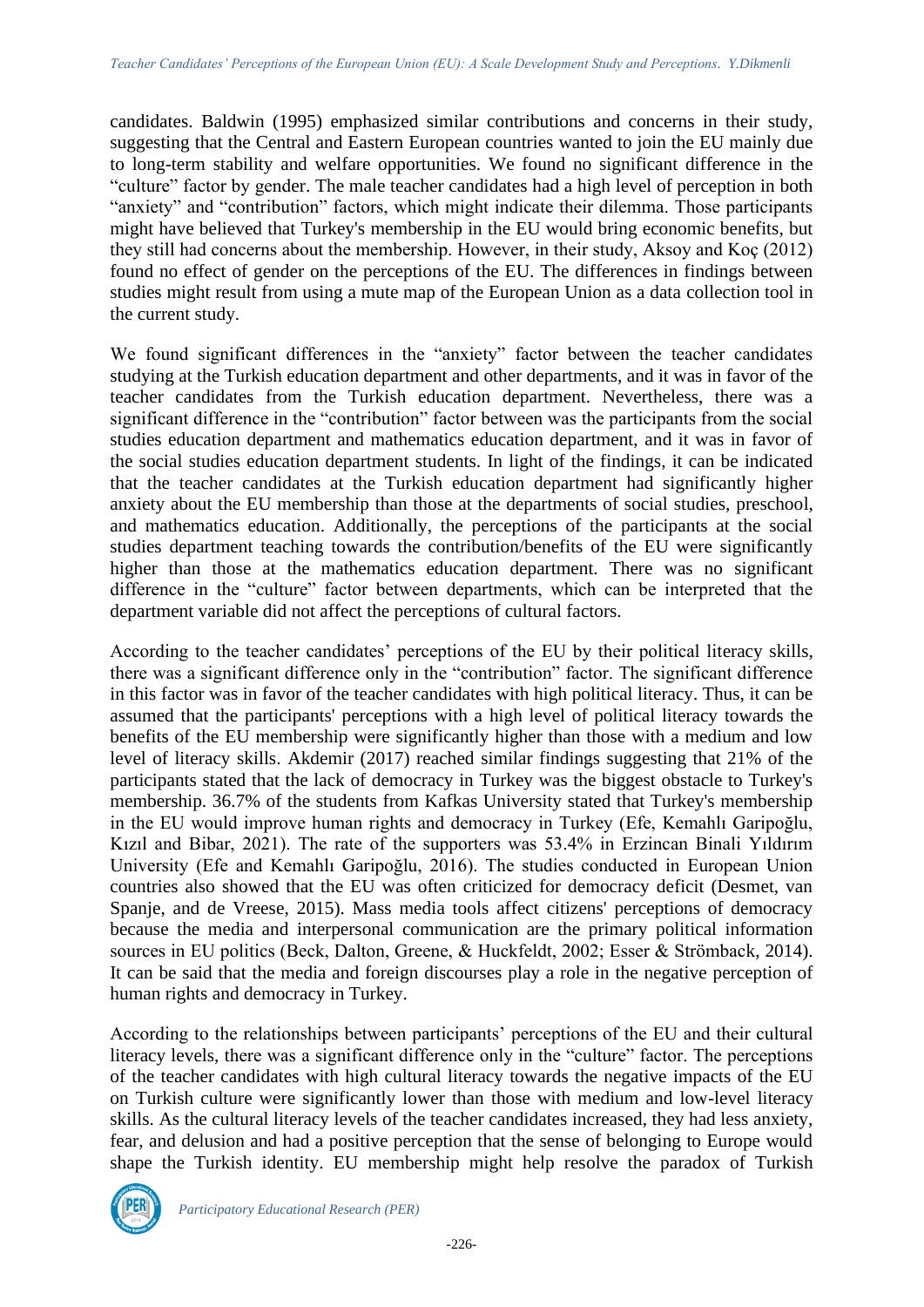candidates. Baldwin (1995) emphasized similar contributions and concerns in their study, suggesting that the Central and Eastern European countries wanted to join the EU mainly due to long-term stability and welfare opportunities. We found no significant difference in the "culture" factor by gender. The male teacher candidates had a high level of perception in both "anxiety" and "contribution" factors, which might indicate their dilemma. Those participants might have believed that Turkey's membership in the EU would bring economic benefits, but they still had concerns about the membership. However, in their study, Aksoy and Koç (2012) found no effect of gender on the perceptions of the EU. The differences in findings between studies might result from using a mute map of the European Union as a data collection tool in the current study.

We found significant differences in the "anxiety" factor between the teacher candidates studying at the Turkish education department and other departments, and it was in favor of the teacher candidates from the Turkish education department. Nevertheless, there was a significant difference in the "contribution" factor between was the participants from the social studies education department and mathematics education department, and it was in favor of the social studies education department students. In light of the findings, it can be indicated that the teacher candidates at the Turkish education department had significantly higher anxiety about the EU membership than those at the departments of social studies, preschool, and mathematics education. Additionally, the perceptions of the participants at the social studies department teaching towards the contribution/benefits of the EU were significantly higher than those at the mathematics education department. There was no significant difference in the "culture" factor between departments, which can be interpreted that the department variable did not affect the perceptions of cultural factors.

According to the teacher candidates' perceptions of the EU by their political literacy skills, there was a significant difference only in the "contribution" factor. The significant difference in this factor was in favor of the teacher candidates with high political literacy. Thus, it can be assumed that the participants' perceptions with a high level of political literacy towards the benefits of the EU membership were significantly higher than those with a medium and low level of literacy skills. Akdemir (2017) reached similar findings suggesting that 21% of the participants stated that the lack of democracy in Turkey was the biggest obstacle to Turkey's membership. 36.7% of the students from Kafkas University stated that Turkey's membership in the EU would improve human rights and democracy in Turkey (Efe, Kemahlı Garipoğlu, Kızıl and Bibar, 2021). The rate of the supporters was 53.4% in Erzincan Binali Yıldırım University (Efe and Kemahlı Garipoğlu, 2016). The studies conducted in European Union countries also showed that the EU was often criticized for democracy deficit (Desmet, van Spanje, and de Vreese, 2015). Mass media tools affect citizens' perceptions of democracy because the media and interpersonal communication are the primary political information sources in EU politics (Beck, Dalton, Greene, & Huckfeldt, 2002; Esser & Strömback, 2014). It can be said that the media and foreign discourses play a role in the negative perception of human rights and democracy in Turkey.

According to the relationships between participants' perceptions of the EU and their cultural literacy levels, there was a significant difference only in the "culture" factor. The perceptions of the teacher candidates with high cultural literacy towards the negative impacts of the EU on Turkish culture were significantly lower than those with medium and low-level literacy skills. As the cultural literacy levels of the teacher candidates increased, they had less anxiety, fear, and delusion and had a positive perception that the sense of belonging to Europe would shape the Turkish identity. EU membership might help resolve the paradox of Turkish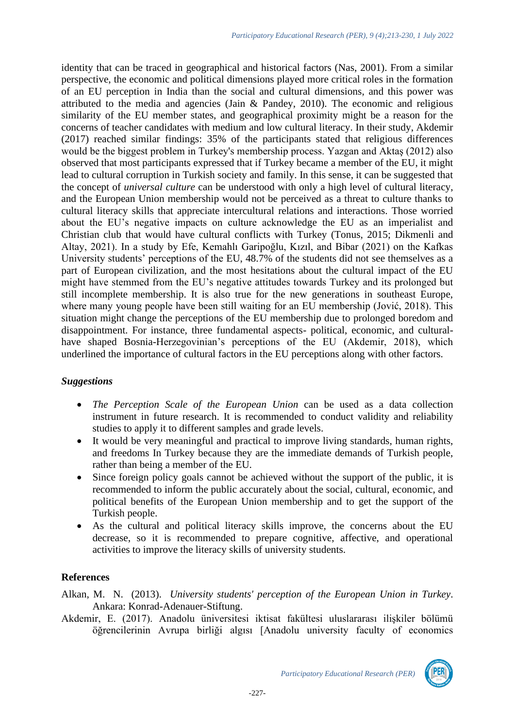identity that can be traced in geographical and historical factors (Nas, 2001). From a similar perspective, the economic and political dimensions played more critical roles in the formation of an EU perception in India than the social and cultural dimensions, and this power was attributed to the media and agencies (Jain & Pandey, 2010). The economic and religious similarity of the EU member states, and geographical proximity might be a reason for the concerns of teacher candidates with medium and low cultural literacy. In their study, Akdemir (2017) reached similar findings: 35% of the participants stated that religious differences would be the biggest problem in Turkey's membership process. Yazgan and Aktaş (2012) also observed that most participants expressed that if Turkey became a member of the EU, it might lead to cultural corruption in Turkish society and family. In this sense, it can be suggested that the concept of *universal culture* can be understood with only a high level of cultural literacy, and the European Union membership would not be perceived as a threat to culture thanks to cultural literacy skills that appreciate intercultural relations and interactions. Those worried about the EU's negative impacts on culture acknowledge the EU as an imperialist and Christian club that would have cultural conflicts with Turkey (Tonus, 2015; Dikmenli and Altay, 2021). In a study by Efe, Kemahlı Garipoğlu, Kızıl, and Bibar (2021) on the Kafkas University students' perceptions of the EU, 48.7% of the students did not see themselves as a part of European civilization, and the most hesitations about the cultural impact of the EU might have stemmed from the EU's negative attitudes towards Turkey and its prolonged but still incomplete membership. It is also true for the new generations in southeast Europe, where many young people have been still waiting for an EU membership (Jović, 2018). This situation might change the perceptions of the EU membership due to prolonged boredom and disappointment. For instance, three fundamental aspects- political, economic, and cultural- have shaped Bosnia-Herzegovinian's perceptions of the EU (Akdemir, 2018), which underlined the importance of cultural factors in the EU perceptions along with other factors.

### *Suggestions*

- *The Perception Scale of the European Union* can be used as a data collection instrument in future research. It is recommended to conduct validity and reliability studies to apply it to different samples and grade levels.
- It would be very meaningful and practical to improve living standards, human rights, and freedoms In Turkey because they are the immediate demands of Turkish people, rather than being a member of the EU.
- Since foreign policy goals cannot be achieved without the support of the public, it is recommended to inform the public accurately about the social, cultural, economic, and political benefits of the European Union membership and to get the support of the Turkish people.
- As the cultural and political literacy skills improve, the concerns about the EU decrease, so it is recommended to prepare cognitive, affective, and operational activities to improve the literacy skills of university students.

## References

Alkan, M. N. (2013). *University students' perception of the European Union in Turkey*. Ankara: Konrad-Adenauer-Stiftung.

Akdemir, E. (2017). Anadolu üniversitesi iktisat fakültesi uluslararası ilişkiler bölümü öğrencilerinin Avrupa birliği algısı [Anadolu university faculty of economics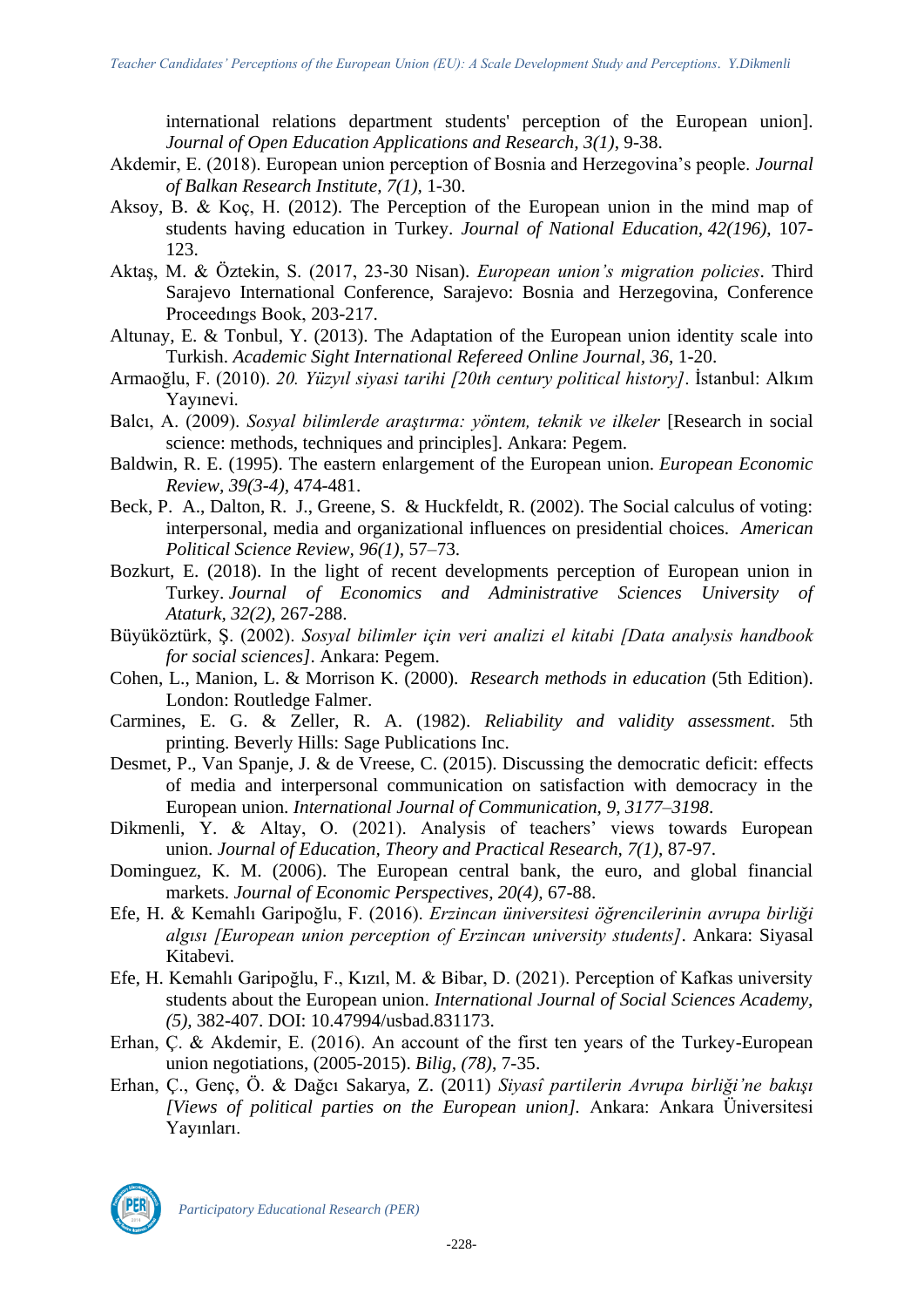international relations department students' perception of the European union]. *Journal of Open Education Applications and Research, 3(1)*, 9-38.

Akdemir, E. (2018). European union perception of Bosnia and Herzegovina's people. *Journal of Balkan Research Institute, 7(1),* 1-30.

Aksoy, B. & Koç, H. (2012). The Perception of the European union in the mind map of students having education in Turkey. *Journal of National Education, 42(196),* 107-123.

Aktaş, M. & Öztekin, S. (2017, 23-30 Nisan). *European union's migration policies*. Third Sarajevo International Conference, Sarajevo: Bosnia and Herzegovina, Conference Proceedıngs Book, 203-217.

Altunay, E. & Tonbul, Y. (2013). The Adaptation of the European union identity scale into Turkish. *Academic Sight International Refereed Online Journal, 36*, 1-20.

Armaoğlu, F. (2010). *20. Yüzyıl siyasi tarihi [20th century political history]*. İstanbul: Alkım Yayınevi.

Balcı, A. (2009). *Sosyal bilimlerde araştırma: yöntem, teknik ve ilkeler* [Research in social science: methods, techniques and principles]. Ankara: Pegem.

Baldwin, R. E. (1995). The eastern enlargement of the European union. *European Economic Review, 39(3-4)*, 474-481.

Beck, P. A., Dalton, R. J., Greene, S. & Huckfeldt, R. (2002). The Social calculus of voting: interpersonal, media and organizational influences on presidential choices. *American Political Science Review, 96(1),* 57–73.

Bozkurt, E. (2018). In the light of recent developments perception of European union in Turkey. *Journal of Economics and Administrative Sciences University of Ataturk, 32(2),* 267-288.

Büyüköztürk, Ş. (2002). *Sosyal bilimler için veri analizi el kitabi [Data analysis handbook for social sciences]*. Ankara: Pegem.

Cohen, L., Manion, L. & Morrison K. (2000). *Research methods in education* (5th Edition). London: Routledge Falmer.

Carmines, E. G. & Zeller, R. A. (1982). *Reliability and validity assessment*. 5th printing. Beverly Hills: Sage Publications Inc.

Desmet, P., Van Spanje, J. & de Vreese, C. (2015). Discussing the democratic deficit: effects of media and interpersonal communication on satisfaction with democracy in the European union. *International Journal of Communication, 9, 3177–3198.*

Dikmenli, Y. & Altay, O. (2021). Analysis of teachers' views towards European union. *Journal of Education, Theory and Practical Research, 7(1),* 87-97.

Dominguez, K. M. (2006). The European central bank, the euro, and global financial markets. *Journal of Economic Perspectives, 20(4),* 67-88.

Efe, H. & Kemahlı Garipoğlu, F. (2016). *Erzincan üniversitesi öğrencilerinin avrupa birliği algısı [European union perception of Erzincan university students]*. Ankara: Siyasal Kitabevi.

Efe, H. Kemahlı Garipoğlu, F., Kızıl, M. & Bibar, D. (2021). Perception of Kafkas university students about the European union. *International Journal of Social Sciences Academy, (5),* 382-407. DOI: 10.47994/usbad.831173.

Erhan, Ç. & Akdemir, E. (2016). An account of the first ten years of the Turkey-European union negotiations, (2005-2015). *Bilig, (78)*, 7-35.

Erhan, Ç., Genç, Ö. & Dağcı Sakarya, Z. (2011) *Siyasî partilerin Avrupa birliği'ne bakışı [Views of political parties on the European union].* Ankara: Ankara Üniversitesi Yayınları.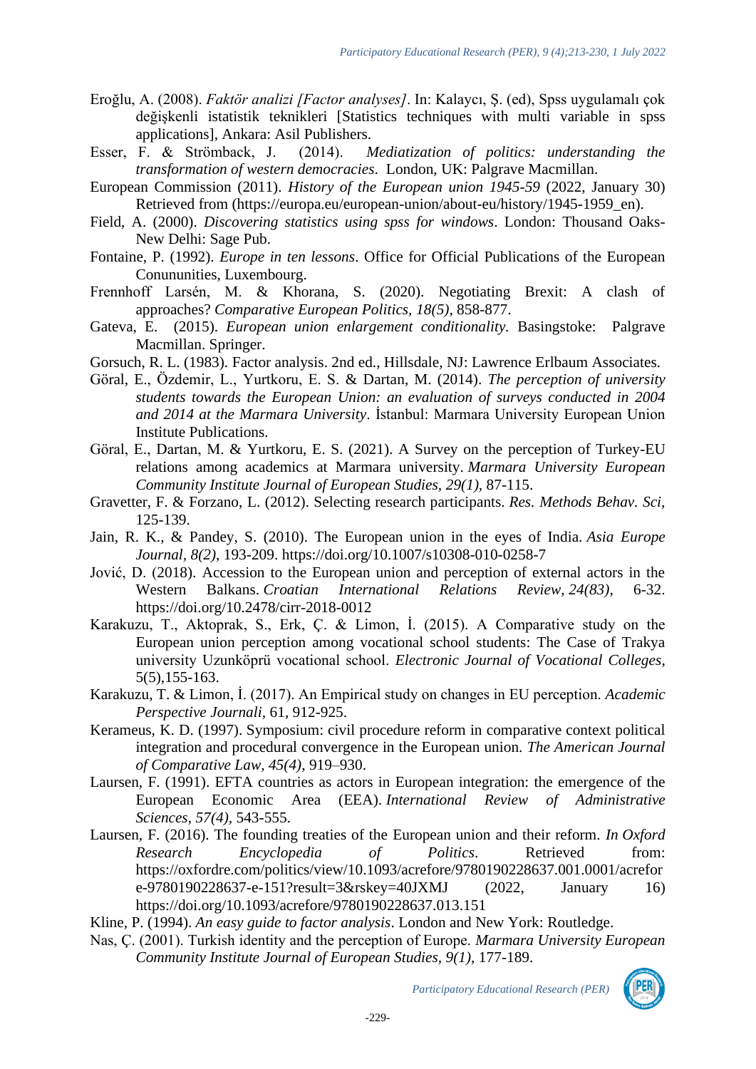Eroğlu, A. (2008). *Faktör analizi [Factor analyses]*. In: Kalaycı, Ş. (ed), Spss uygulamalı çok değişkenli istatistik teknikleri [Statistics techniques with multi variable in spss applications], Ankara: Asil Publishers.

Esser, F. & Strömback, J. (2014). *Mediatization of politics: understanding the transformation of western democracies*. London, UK: Palgrave Macmillan.

European Commission (2011). *History of the European union 1945-59* (2022, January 30) Retrieved from (https://europa.eu/european-union/about-eu/history/1945-1959_en).

Field, A. (2000). *Discovering statistics using spss for windows*. London: Thousand Oaks-New Delhi: Sage Pub.

Fontaine, P. (1992). *Europe in ten lessons*. Office for Official Publications of the European Conununities, Luxembourg.

Frennhoff Larsén, M. & Khorana, S. (2020). Negotiating Brexit: A clash of approaches? *Comparative European Politics, 18(5)*, 858-877.

Gateva, E. (2015). *European union enlargement conditionality.* Basingstoke: Palgrave Macmillan. Springer.

Gorsuch, R. L. (1983). Factor analysis. 2nd ed., Hillsdale, NJ: Lawrence Erlbaum Associates.

Göral, E., Özdemir, L., Yurtkoru, E. S. & Dartan, M. (2014). *The perception of university students towards the European Union: an evaluation of surveys conducted in 2004 and 2014 at the Marmara University*. İstanbul: Marmara University European Union Institute Publications.

Göral, E., Dartan, M. & Yurtkoru, E. S. (2021). A Survey on the perception of Turkey-EU relations among academics at Marmara university. *Marmara University European Community Institute Journal of European Studies, 29(1)*, 87-115.

Gravetter, F. & Forzano, L. (2012). Selecting research participants. *Res. Methods Behav. Sci*, 125-139.

Jain, R. K., & Pandey, S. (2010). The European union in the eyes of India. *Asia Europe Journal, 8(2)*, 193-209. https://doi.org/10.1007/s10308-010-0258-7

Jović, D. (2018). Accession to the European union and perception of external actors in the Western Balkans. *Croatian International Relations Review, 24(83)*, 6-32. https://doi.org/10.2478/cirr-2018-0012

Karakuzu, T., Aktoprak, S., Erk, Ç. & Limon, İ. (2015). A Comparative study on the European union perception among vocational school students: The Case of Trakya university Uzunköprü vocational school. *Electronic Journal of Vocational Colleges*, 5(5),155-163.

Karakuzu, T. & Limon, İ. (2017). An Empirical study on changes in EU perception. *Academic Perspective Journali*, 61, 912-925.

Kerameus, K. D. (1997). Symposium: civil procedure reform in comparative context political integration and procedural convergence in the European union. *The American Journal of Comparative Law, 45(4)*, 919–930.

Laursen, F. (1991). EFTA countries as actors in European integration: the emergence of the European Economic Area (EEA). *International Review of Administrative Sciences, 57(4)*, 543-555.

Laursen, F. (2016). The founding treaties of the European union and their reform. *In Oxford Research Encyclopedia of Politics*. Retrieved from: https://oxfordre.com/politics/view/10.1093/acrefore/9780190228637.001.0001/acrefore-9780190228637-e-151?result=3&rskey=40JXMJ (2022, January 16) https://doi.org/10.1093/acrefore/9780190228637.013.151

Kline, P. (1994). *An easy guide to factor analysis*. London and New York: Routledge.

Nas, Ç. (2001). Turkish identity and the perception of Europe. *Marmara University European Community Institute Journal of European Studies, 9(1)*, 177-189.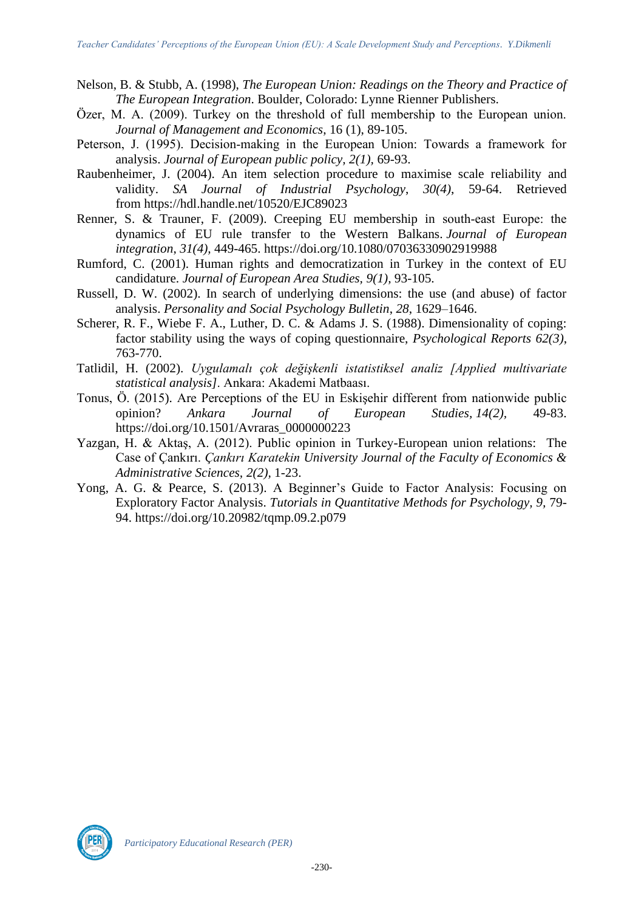Nelson, B. & Stubb, A. (1998), *The European Union: Readings on the Theory and Practice of The European Integration*. Boulder, Colorado: Lynne Rienner Publishers.

Özer, M. A. (2009). Turkey on the threshold of full membership to the European union. *Journal of Management and Economics*, 16 (1), 89-105.

Peterson, J. (1995). Decision-making in the European Union: Towards a framework for analysis. *Journal of European public policy, 2(1),* 69-93.

Raubenheimer, J. (2004). An item selection procedure to maximise scale reliability and validity. *SA Journal of Industrial Psychology, 30(4),* 59-64. Retrieved from https://hdl.handle.net/10520/EJC89023

Renner, S. & Trauner, F. (2009). Creeping EU membership in south-east Europe: the dynamics of EU rule transfer to the Western Balkans. *Journal of European integration, 31(4),* 449-465. https://doi.org/10.1080/07036330902919988

Rumford, C. (2001). Human rights and democratization in Turkey in the context of EU candidature. *Journal of European Area Studies, 9(1),* 93-105.

Russell, D. W. (2002). In search of underlying dimensions: the use (and abuse) of factor analysis. *Personality and Social Psychology Bulletin, 28*, 1629–1646.

Scherer, R. F., Wiebe F. A., Luther, D. C. & Adams J. S. (1988). Dimensionality of coping: factor stability using the ways of coping questionnaire, *Psychological Reports 62(3)*, 763-770.

Tatlidil, H. (2002). *Uygulamalı çok değişkenli istatistiksel analiz [Applied multivariate statistical analysis]*. Ankara: Akademi Matbaası.

Tonus, Ö. (2015). Are Perceptions of the EU in Eskişehir different from nationwide public opinion? *Ankara Journal of European Studies, 14(2),* 49-83. https://doi.org/10.1501/Avraras_0000000223

Yazgan, H. & Aktaş, A. (2012). Public opinion in Turkey-European union relations: The Case of Çankırı. *Çankırı Karatekin University Journal of the Faculty of Economics & Administrative Sciences, 2(2),* 1-23.

Yong, A. G. & Pearce, S. (2013). A Beginner's Guide to Factor Analysis: Focusing on Exploratory Factor Analysis. *Tutorials in Quantitative Methods for Psychology, 9,* 79-94. https://doi.org/10.20982/tqmp.09.2.p079